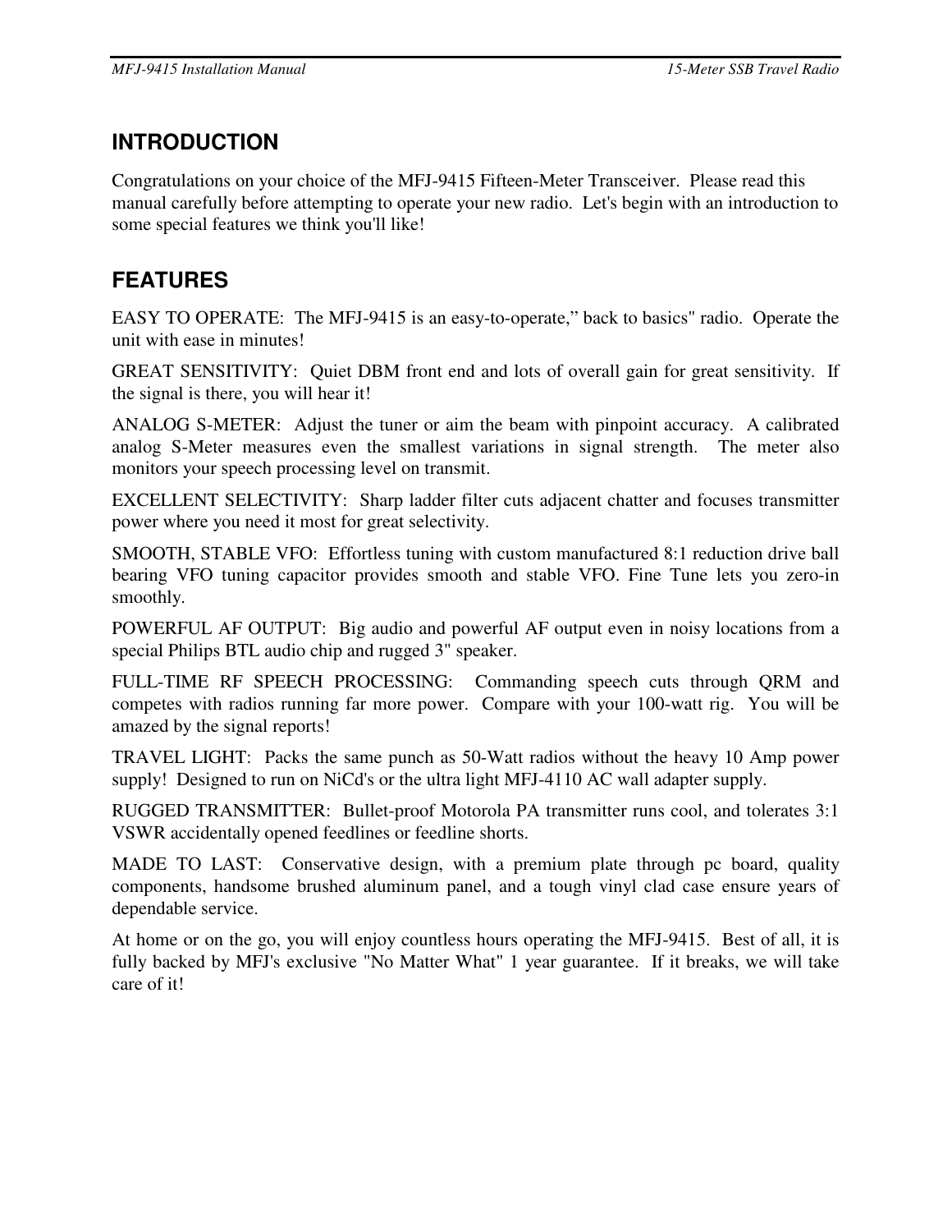## INTRODUCTION

Congratulations on your choice of the MFJ-9415 Fifteen-Meter Transceiver. Please read this manual carefully before attempting to operate your new radio. Let's begin with an introduction to some special features we think you'll like!

## FEATURES

EASY TO OPERATE: The MFJ-9415 is an easy-to-operate," back to basics" radio. Operate the unit with ease in minutes!

GREAT SENSITIVITY: Quiet DBM front end and lots of overall gain for great sensitivity. If the signal is there, you will hear it!

ANALOG S-METER: Adjust the tuner or aim the beam with pinpoint accuracy. A calibrated analog S-Meter measures even the smallest variations in signal strength. The meter also monitors your speech processing level on transmit.

EXCELLENT SELECTIVITY: Sharp ladder filter cuts adjacent chatter and focuses transmitter power where you need it most for great selectivity.

SMOOTH, STABLE VFO: Effortless tuning with custom manufactured 8:1 reduction drive ball bearing VFO tuning capacitor provides smooth and stable VFO. Fine Tune lets you zero-in smoothly.

POWERFUL AF OUTPUT: Big audio and powerful AF output even in noisy locations from a special Philips BTL audio chip and rugged 3" speaker.

FULL-TIME RF SPEECH PROCESSING: Commanding speech cuts through QRM and competes with radios running far more power. Compare with your 100-watt rig. You will be amazed by the signal reports!

TRAVEL LIGHT: Packs the same punch as 50-Watt radios without the heavy 10 Amp power supply! Designed to run on NiCd's or the ultra light MFJ-4110 AC wall adapter supply.

RUGGED TRANSMITTER: Bullet-proof Motorola PA transmitter runs cool, and tolerates 3:1 VSWR accidentally opened feedlines or feedline shorts.

MADE TO LAST: Conservative design, with a premium plate through pc board, quality components, handsome brushed aluminum panel, and a tough vinyl clad case ensure years of dependable service.

At home or on the go, you will enjoy countless hours operating the MFJ-9415. Best of all, it is fully backed by MFJ's exclusive "No Matter What" 1 year guarantee. If it breaks, we will take care of it!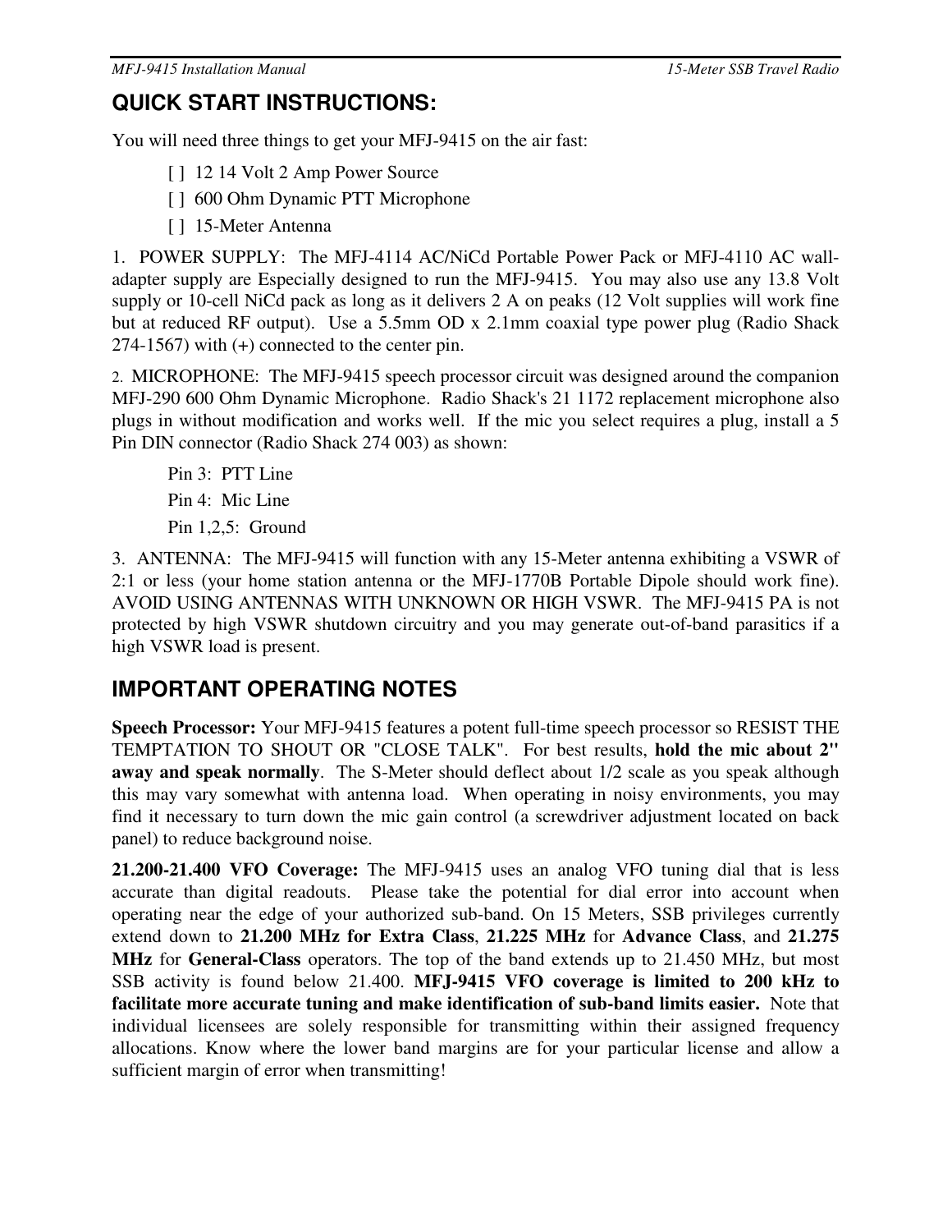## QUICK START INSTRUCTIONS:

You will need three things to get your MFJ-9415 on the air fast:

[ ] 12 14 Volt 2 Amp Power Source

[ ] 600 Ohm Dynamic PTT Microphone

[ ] 15-Meter Antenna

1. POWER SUPPLY: The MFJ-4114 AC/NiCd Portable Power Pack or MFJ-4110 AC wall-adapter supply are Especially designed to run the MFJ-9415. You may also use any 13.8 Volt supply or 10-cell NiCd pack as long as it delivers 2 A on peaks (12 Volt supplies will work fine but at reduced RF output). Use a 5.5mm OD x 2.1mm coaxial type power plug (Radio Shack 274-1567) with (+) connected to the center pin.

2. MICROPHONE: The MFJ-9415 speech processor circuit was designed around the companion MFJ-290 600 Ohm Dynamic Microphone. Radio Shack's 21 1172 replacement microphone also plugs in without modification and works well. If the mic you select requires a plug, install a 5 Pin DIN connector (Radio Shack 274 003) as shown:

Pin 3: PTT Line

Pin 4: Mic Line

Pin 1,2,5: Ground

3. ANTENNA: The MFJ-9415 will function with any 15-Meter antenna exhibiting a VSWR of 2:1 or less (your home station antenna or the MFJ-1770B Portable Dipole should work fine). AVOID USING ANTENNAS WITH UNKNOWN OR HIGH VSWR. The MFJ-9415 PA is not protected by high VSWR shutdown circuitry and you may generate out-of-band parasitics if a high VSWR load is present.

## IMPORTANT OPERATING NOTES

**Speech Processor:** Your MFJ-9415 features a potent full-time speech processor so RESIST THE TEMPTATION TO SHOUT OR "CLOSE TALK". For best results, **hold the mic about 2" away and speak normally**. The S-Meter should deflect about 1/2 scale as you speak although this may vary somewhat with antenna load. When operating in noisy environments, you may find it necessary to turn down the mic gain control (a screwdriver adjustment located on back panel) to reduce background noise.

**21.200-21.400 VFO Coverage:** The MFJ-9415 uses an analog VFO tuning dial that is less accurate than digital readouts. Please take the potential for dial error into account when operating near the edge of your authorized sub-band. On 15 Meters, SSB privileges currently extend down to **21.200 MHz for Extra Class**, **21.225 MHz** for **Advance Class**, and **21.275 MHz** for **General-Class** operators. The top of the band extends up to 21.450 MHz, but most SSB activity is found below 21.400. **MFJ-9415 VFO coverage is limited to 200 kHz to facilitate more accurate tuning and make identification of sub-band limits easier.** Note that individual licensees are solely responsible for transmitting within their assigned frequency allocations. Know where the lower band margins are for your particular license and allow a sufficient margin of error when transmitting!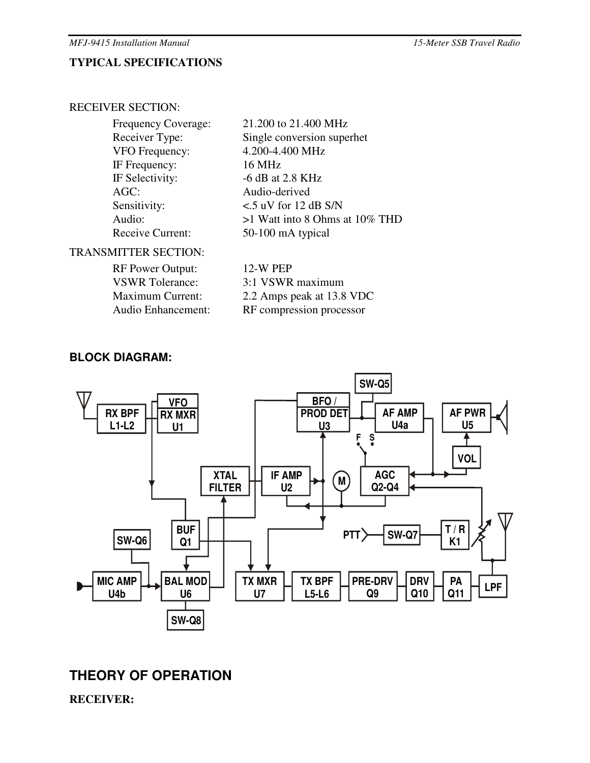## TYPICAL SPECIFICATIONS

RECEIVER SECTION:

| | |
|---|---|
| Frequency Coverage: | 21.200 to 21.400 MHz |
| Receiver Type: | Single conversion superhet |
| VFO Frequency: | 4.200-4.400 MHz |
| IF Frequency: | 16 MHz |
| IF Selectivity: | -6 dB at 2.8 KHz |
| AGC: | Audio-derived |
| Sensitivity: | <.5 uV for 12 dB S/N |
| Audio: | >1 Watt into 8 Ohms at 10% THD |
| Receive Current: | 50-100 mA typical |

TRANSMITTER SECTION:

| | |
|---|---|
| RF Power Output: | 12-W PEP |
| VSWR Tolerance: | 3:1 VSWR maximum |
| Maximum Current: | 2.2 Amps peak at 13.8 VDC |
| Audio Enhancement: | RF compression processor |

## BLOCK DIAGRAM:

RX BPF L1-L2 · VFO · RX MXR U1 · BFO / PROD DET U3 · SW-Q5 · AF AMP U4a · AF PWR U5 · VOL · F S · XTAL FILTER · IF AMP U2 · M · AGC Q2-Q4 · BUF Q1 · SW-Q6 · PTT · SW-Q7 · T / R K1 · MIC AMP U4b · BAL MOD U6 · SW-Q8 · TX MXR U7 · TX BPF L5-L6 · PRE-DRV Q9 · DRV Q10 · PA Q11 · LPF

# THEORY OF OPERATION

## RECEIVER: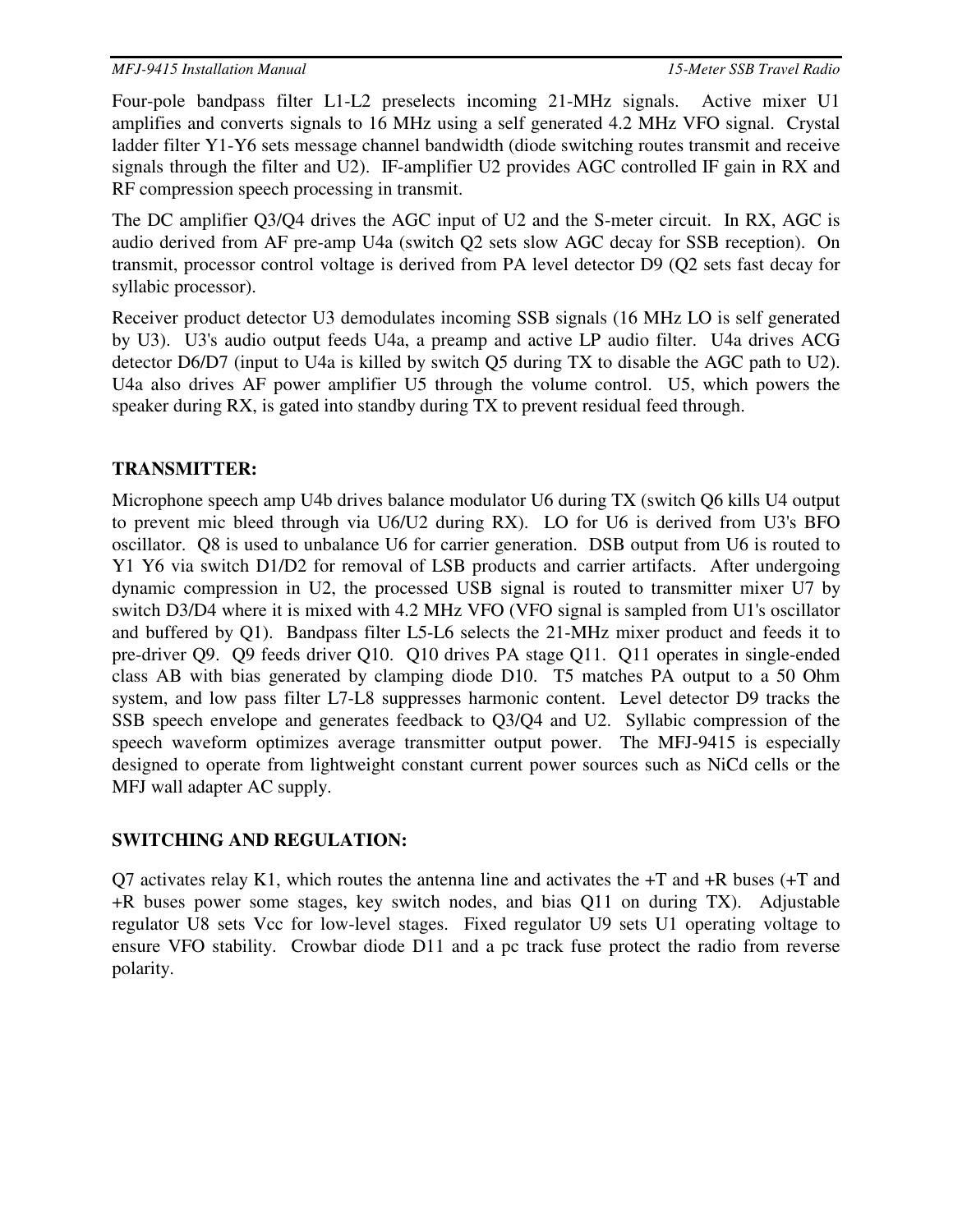Four-pole bandpass filter L1-L2 preselects incoming 21-MHz signals. Active mixer U1 amplifies and converts signals to 16 MHz using a self generated 4.2 MHz VFO signal. Crystal ladder filter Y1-Y6 sets message channel bandwidth (diode switching routes transmit and receive signals through the filter and U2). IF-amplifier U2 provides AGC controlled IF gain in RX and RF compression speech processing in transmit.

The DC amplifier Q3/Q4 drives the AGC input of U2 and the S-meter circuit. In RX, AGC is audio derived from AF pre-amp U4a (switch Q2 sets slow AGC decay for SSB reception). On transmit, processor control voltage is derived from PA level detector D9 (Q2 sets fast decay for syllabic processor).

Receiver product detector U3 demodulates incoming SSB signals (16 MHz LO is self generated by U3). U3's audio output feeds U4a, a preamp and active LP audio filter. U4a drives ACG detector D6/D7 (input to U4a is killed by switch Q5 during TX to disable the AGC path to U2). U4a also drives AF power amplifier U5 through the volume control. U5, which powers the speaker during RX, is gated into standby during TX to prevent residual feed through.

## TRANSMITTER:

Microphone speech amp U4b drives balance modulator U6 during TX (switch Q6 kills U4 output to prevent mic bleed through via U6/U2 during RX). LO for U6 is derived from U3's BFO oscillator. Q8 is used to unbalance U6 for carrier generation. DSB output from U6 is routed to Y1 Y6 via switch D1/D2 for removal of LSB products and carrier artifacts. After undergoing dynamic compression in U2, the processed USB signal is routed to transmitter mixer U7 by switch D3/D4 where it is mixed with 4.2 MHz VFO (VFO signal is sampled from U1's oscillator and buffered by Q1). Bandpass filter L5-L6 selects the 21-MHz mixer product and feeds it to pre-driver Q9. Q9 feeds driver Q10. Q10 drives PA stage Q11. Q11 operates in single-ended class AB with bias generated by clamping diode D10. T5 matches PA output to a 50 Ohm system, and low pass filter L7-L8 suppresses harmonic content. Level detector D9 tracks the SSB speech envelope and generates feedback to Q3/Q4 and U2. Syllabic compression of the speech waveform optimizes average transmitter output power. The MFJ-9415 is especially designed to operate from lightweight constant current power sources such as NiCd cells or the MFJ wall adapter AC supply.

## SWITCHING AND REGULATION:

Q7 activates relay K1, which routes the antenna line and activates the +T and +R buses (+T and +R buses power some stages, key switch nodes, and bias Q11 on during TX). Adjustable regulator U8 sets Vcc for low-level stages. Fixed regulator U9 sets U1 operating voltage to ensure VFO stability. Crowbar diode D11 and a pc track fuse protect the radio from reverse polarity.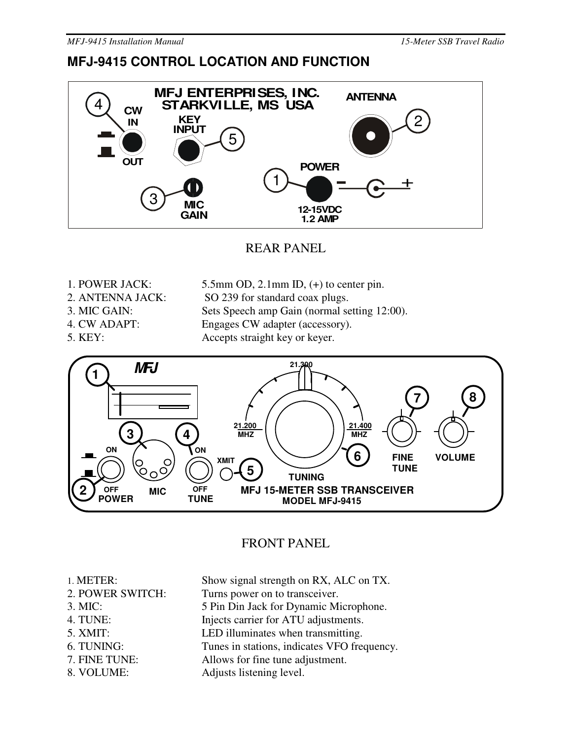## MFJ-9415 CONTROL LOCATION AND FUNCTION

REAR PANEL

| | |
|---|---|
| 1. POWER JACK: | 5.5mm OD, 2.1mm ID, (+) to center pin. |
| 2. ANTENNA JACK: | SO 239 for standard coax plugs. |
| 3. MIC GAIN: | Sets Speech amp Gain (normal setting 12:00). |
| 4. CW ADAPT: | Engages CW adapter (accessory). |
| 5. KEY: | Accepts straight key or keyer. |

FRONT PANEL

| | |
|---|---|
| 1. METER: | Show signal strength on RX, ALC on TX. |
| 2. POWER SWITCH: | Turns power on to transceiver. |
| 3. MIC: | 5 Pin Din Jack for Dynamic Microphone. |
| 4. TUNE: | Injects carrier for ATU adjustments. |
| 5. XMIT: | LED illuminates when transmitting. |
| 6. TUNING: | Tunes in stations, indicates VFO frequency. |
| 7. FINE TUNE: | Allows for fine tune adjustment. |
| 8. VOLUME: | Adjusts listening level. |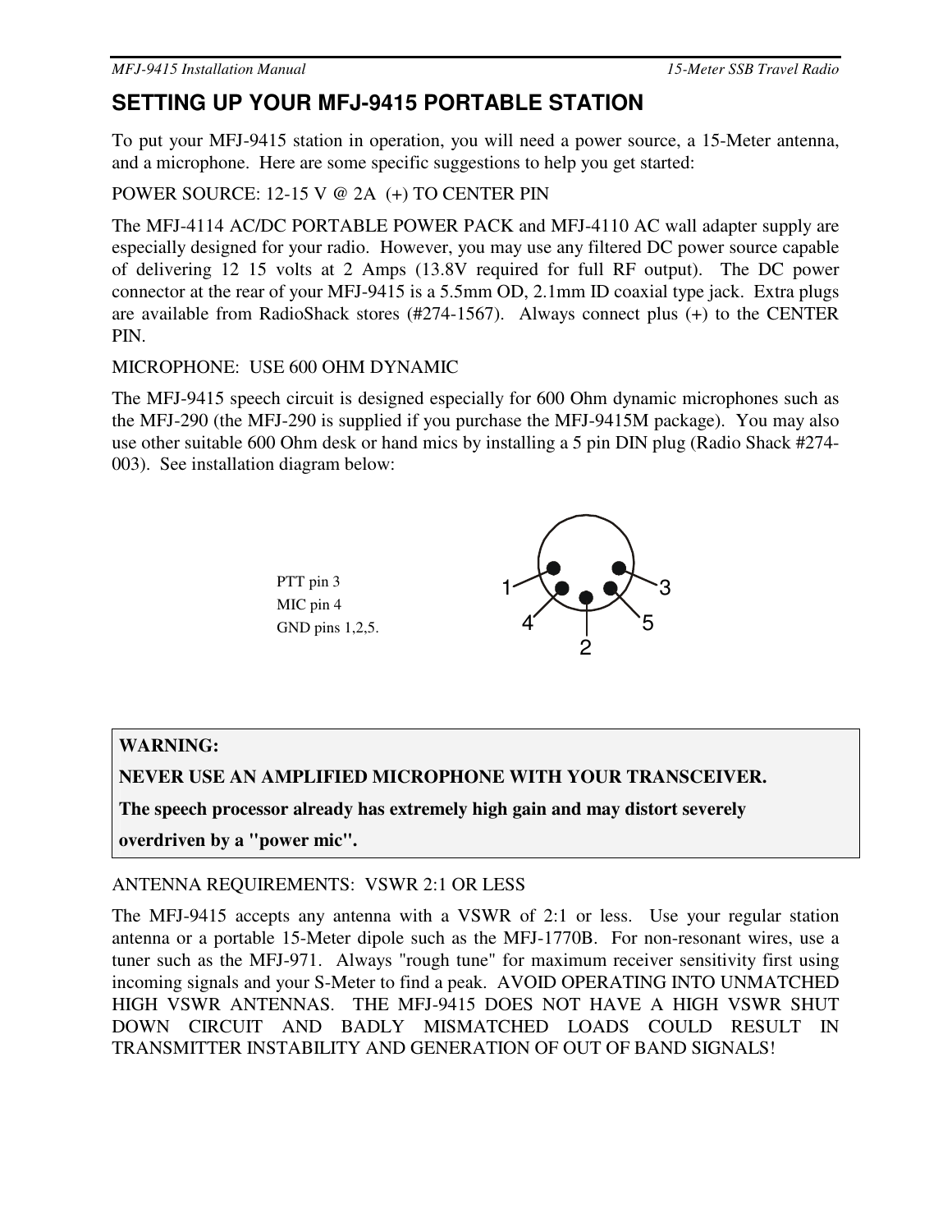## SETTING UP YOUR MFJ-9415 PORTABLE STATION

To put your MFJ-9415 station in operation, you will need a power source, a 15-Meter antenna, and a microphone. Here are some specific suggestions to help you get started:

POWER SOURCE: 12-15 V @ 2A (+) TO CENTER PIN

The MFJ-4114 AC/DC PORTABLE POWER PACK and MFJ-4110 AC wall adapter supply are especially designed for your radio. However, you may use any filtered DC power source capable of delivering 12 15 volts at 2 Amps (13.8V required for full RF output). The DC power connector at the rear of your MFJ-9415 is a 5.5mm OD, 2.1mm ID coaxial type jack. Extra plugs are available from RadioShack stores (#274-1567). Always connect plus (+) to the CENTER PIN.

MICROPHONE: USE 600 OHM DYNAMIC

The MFJ-9415 speech circuit is designed especially for 600 Ohm dynamic microphones such as the MFJ-290 (the MFJ-290 is supplied if you purchase the MFJ-9415M package). You may also use other suitable 600 Ohm desk or hand mics by installing a 5 pin DIN plug (Radio Shack #274-003). See installation diagram below:

PTT pin 3
MIC pin 4
GND pins 1,2,5.

| **WARNING:** |
|---|
| **NEVER USE AN AMPLIFIED MICROPHONE WITH YOUR TRANSCEIVER.** |
| **The speech processor already has extremely high gain and may distort severely overdriven by a "power mic".** |

ANTENNA REQUIREMENTS: VSWR 2:1 OR LESS

The MFJ-9415 accepts any antenna with a VSWR of 2:1 or less. Use your regular station antenna or a portable 15-Meter dipole such as the MFJ-1770B. For non-resonant wires, use a tuner such as the MFJ-971. Always "rough tune" for maximum receiver sensitivity first using incoming signals and your S-Meter to find a peak. AVOID OPERATING INTO UNMATCHED HIGH VSWR ANTENNAS. THE MFJ-9415 DOES NOT HAVE A HIGH VSWR SHUT DOWN CIRCUIT AND BADLY MISMATCHED LOADS COULD RESULT IN TRANSMITTER INSTABILITY AND GENERATION OF OUT OF BAND SIGNALS!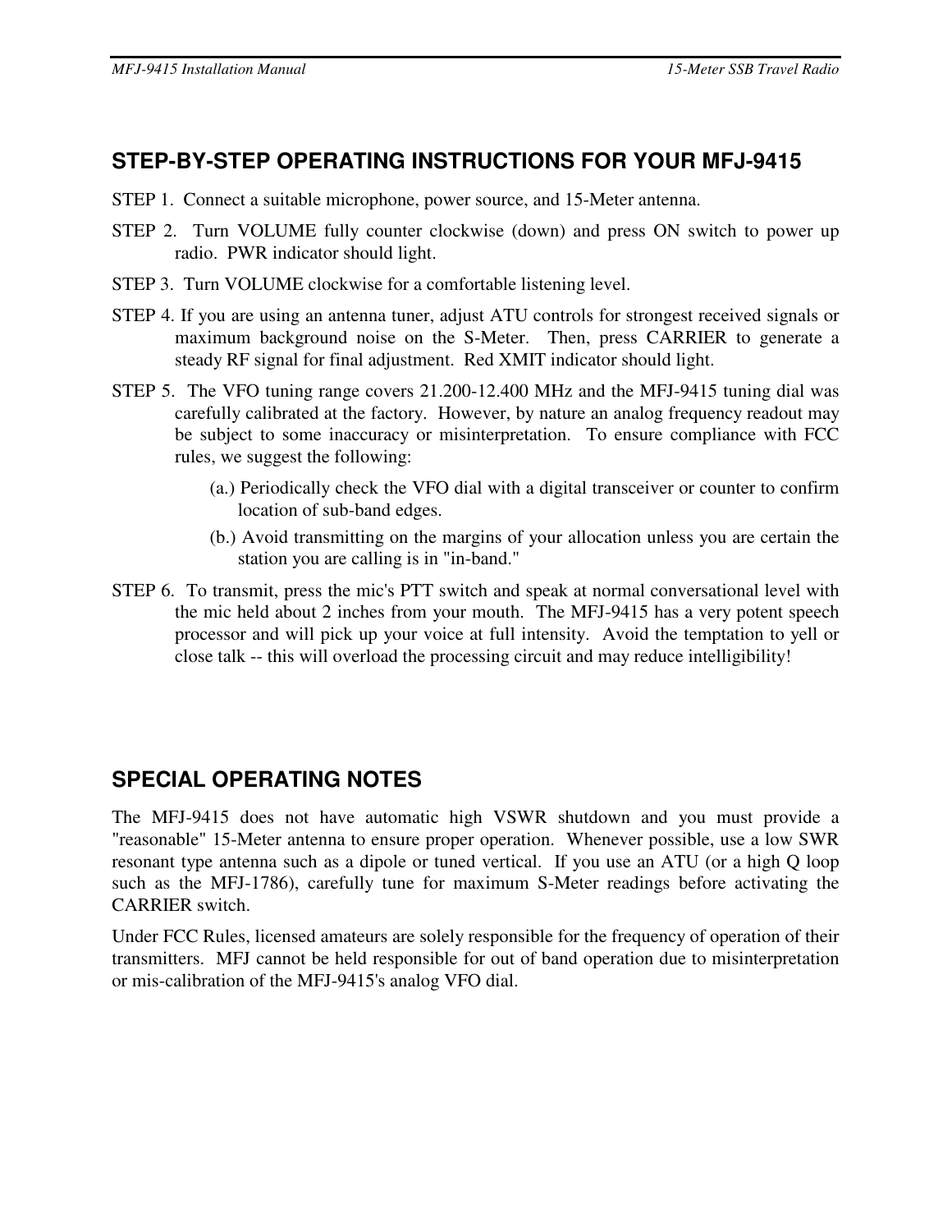## STEP-BY-STEP OPERATING INSTRUCTIONS FOR YOUR MFJ-9415

STEP 1. Connect a suitable microphone, power source, and 15-Meter antenna.

STEP 2. Turn VOLUME fully counter clockwise (down) and press ON switch to power up radio. PWR indicator should light.

STEP 3. Turn VOLUME clockwise for a comfortable listening level.

STEP 4. If you are using an antenna tuner, adjust ATU controls for strongest received signals or maximum background noise on the S-Meter. Then, press CARRIER to generate a steady RF signal for final adjustment. Red XMIT indicator should light.

STEP 5. The VFO tuning range covers 21.200-12.400 MHz and the MFJ-9415 tuning dial was carefully calibrated at the factory. However, by nature an analog frequency readout may be subject to some inaccuracy or misinterpretation. To ensure compliance with FCC rules, we suggest the following:

(a.) Periodically check the VFO dial with a digital transceiver or counter to confirm location of sub-band edges.

(b.) Avoid transmitting on the margins of your allocation unless you are certain the station you are calling is in "in-band."

STEP 6. To transmit, press the mic's PTT switch and speak at normal conversational level with the mic held about 2 inches from your mouth. The MFJ-9415 has a very potent speech processor and will pick up your voice at full intensity. Avoid the temptation to yell or close talk -- this will overload the processing circuit and may reduce intelligibility!

## SPECIAL OPERATING NOTES

The MFJ-9415 does not have automatic high VSWR shutdown and you must provide a "reasonable" 15-Meter antenna to ensure proper operation. Whenever possible, use a low SWR resonant type antenna such as a dipole or tuned vertical. If you use an ATU (or a high Q loop such as the MFJ-1786), carefully tune for maximum S-Meter readings before activating the CARRIER switch.

Under FCC Rules, licensed amateurs are solely responsible for the frequency of operation of their transmitters. MFJ cannot be held responsible for out of band operation due to misinterpretation or mis-calibration of the MFJ-9415's analog VFO dial.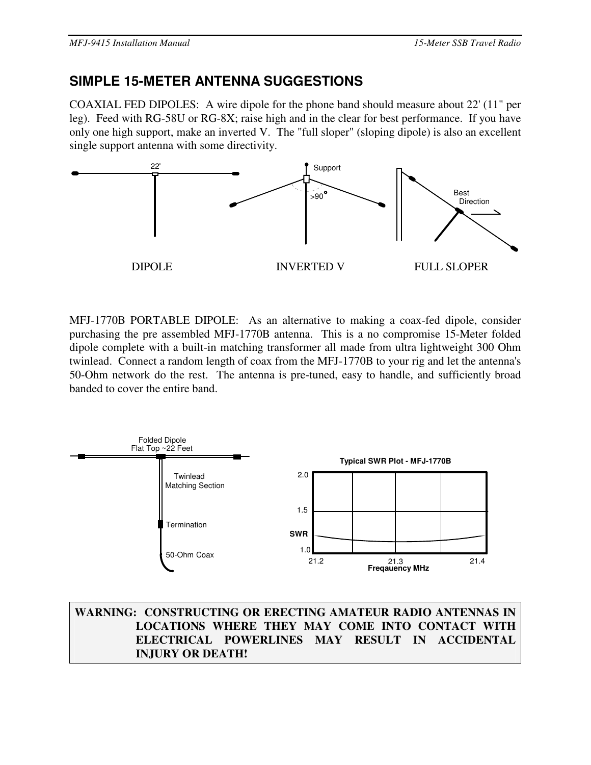## SIMPLE 15-METER ANTENNA SUGGESTIONS

COAXIAL FED DIPOLES: A wire dipole for the phone band should measure about 22' (11" per leg). Feed with RG-58U or RG-8X; raise high and in the clear for best performance. If you have only one high support, make an inverted V. The "full sloper" (sloping dipole) is also an excellent single support antenna with some directivity.

22'

Support

>90°

Best Direction

DIPOLE INVERTED V FULL SLOPER

MFJ-1770B PORTABLE DIPOLE: As an alternative to making a coax-fed dipole, consider purchasing the pre assembled MFJ-1770B antenna. This is a no compromise 15-Meter folded dipole complete with a built-in matching transformer all made from ultra lightweight 300 Ohm twinlead. Connect a random length of coax from the MFJ-1770B to your rig and let the antenna's 50-Ohm network do the rest. The antenna is pre-tuned, easy to handle, and sufficiently broad banded to cover the entire band.

Folded Dipole
Flat Top ~22 Feet

Twinlead
Matching Section

Termination

50-Ohm Coax

Typical SWR Plot - MFJ-1770B

SWR: 1.0, 1.5, 2.0

21.2 21.3 21.4
Freqauency MHz

**WARNING: CONSTRUCTING OR ERECTING AMATEUR RADIO ANTENNAS IN LOCATIONS WHERE THEY MAY COME INTO CONTACT WITH ELECTRICAL POWERLINES MAY RESULT IN ACCIDENTAL INJURY OR DEATH!**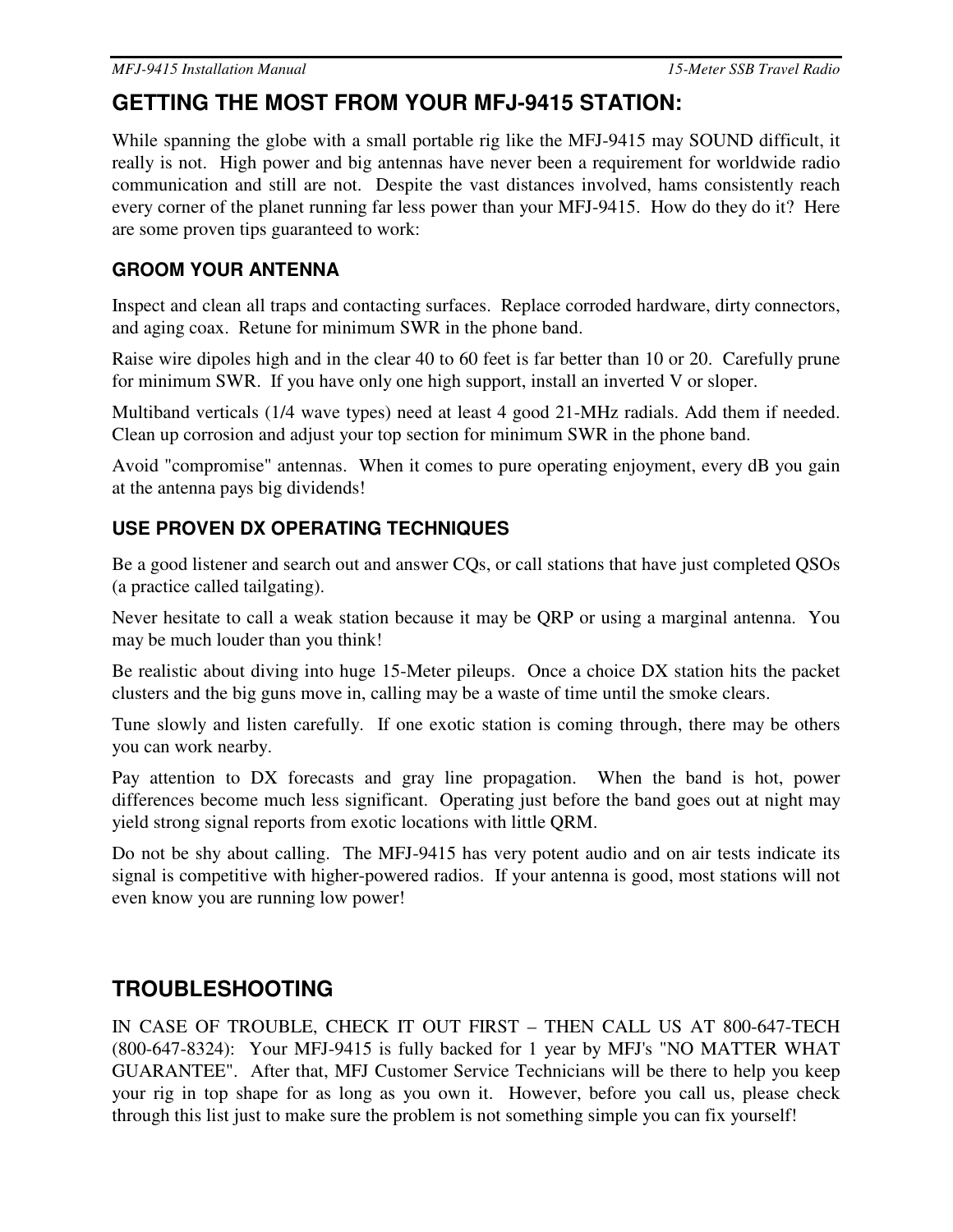## GETTING THE MOST FROM YOUR MFJ-9415 STATION:

While spanning the globe with a small portable rig like the MFJ-9415 may SOUND difficult, it really is not. High power and big antennas have never been a requirement for worldwide radio communication and still are not. Despite the vast distances involved, hams consistently reach every corner of the planet running far less power than your MFJ-9415. How do they do it? Here are some proven tips guaranteed to work:

### GROOM YOUR ANTENNA

Inspect and clean all traps and contacting surfaces. Replace corroded hardware, dirty connectors, and aging coax. Retune for minimum SWR in the phone band.

Raise wire dipoles high and in the clear 40 to 60 feet is far better than 10 or 20. Carefully prune for minimum SWR. If you have only one high support, install an inverted V or sloper.

Multiband verticals (1/4 wave types) need at least 4 good 21-MHz radials. Add them if needed. Clean up corrosion and adjust your top section for minimum SWR in the phone band.

Avoid "compromise" antennas. When it comes to pure operating enjoyment, every dB you gain at the antenna pays big dividends!

### USE PROVEN DX OPERATING TECHNIQUES

Be a good listener and search out and answer CQs, or call stations that have just completed QSOs (a practice called tailgating).

Never hesitate to call a weak station because it may be QRP or using a marginal antenna. You may be much louder than you think!

Be realistic about diving into huge 15-Meter pileups. Once a choice DX station hits the packet clusters and the big guns move in, calling may be a waste of time until the smoke clears.

Tune slowly and listen carefully. If one exotic station is coming through, there may be others you can work nearby.

Pay attention to DX forecasts and gray line propagation. When the band is hot, power differences become much less significant. Operating just before the band goes out at night may yield strong signal reports from exotic locations with little QRM.

Do not be shy about calling. The MFJ-9415 has very potent audio and on air tests indicate its signal is competitive with higher-powered radios. If your antenna is good, most stations will not even know you are running low power!

## TROUBLESHOOTING

IN CASE OF TROUBLE, CHECK IT OUT FIRST – THEN CALL US AT 800-647-TECH (800-647-8324): Your MFJ-9415 is fully backed for 1 year by MFJ's "NO MATTER WHAT GUARANTEE". After that, MFJ Customer Service Technicians will be there to help you keep your rig in top shape for as long as you own it. However, before you call us, please check through this list just to make sure the problem is not something simple you can fix yourself!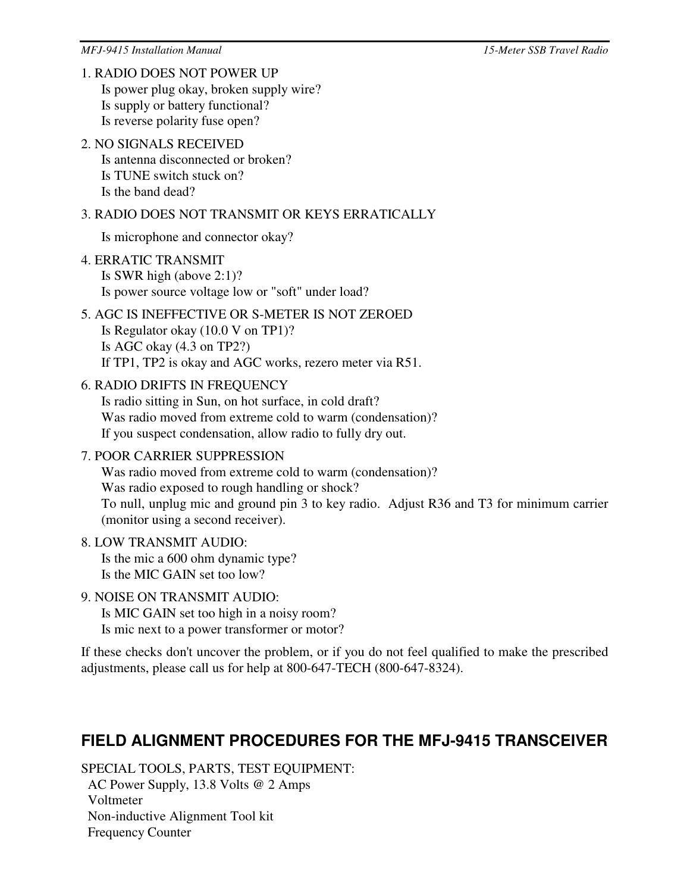1. RADIO DOES NOT POWER UP
   Is power plug okay, broken supply wire?
   Is supply or battery functional?
   Is reverse polarity fuse open?

2. NO SIGNALS RECEIVED
   Is antenna disconnected or broken?
   Is TUNE switch stuck on?
   Is the band dead?

3. RADIO DOES NOT TRANSMIT OR KEYS ERRATICALLY
   Is microphone and connector okay?

4. ERRATIC TRANSMIT
   Is SWR high (above 2:1)?
   Is power source voltage low or "soft" under load?

5. AGC IS INEFFECTIVE OR S-METER IS NOT ZEROED
   Is Regulator okay (10.0 V on TP1)?
   Is AGC okay (4.3 on TP2?)
   If TP1, TP2 is okay and AGC works, rezero meter via R51.

6. RADIO DRIFTS IN FREQUENCY
   Is radio sitting in Sun, on hot surface, in cold draft?
   Was radio moved from extreme cold to warm (condensation)?
   If you suspect condensation, allow radio to fully dry out.

7. POOR CARRIER SUPPRESSION
   Was radio moved from extreme cold to warm (condensation)?
   Was radio exposed to rough handling or shock?
   To null, unplug mic and ground pin 3 to key radio. Adjust R36 and T3 for minimum carrier (monitor using a second receiver).

8. LOW TRANSMIT AUDIO:
   Is the mic a 600 ohm dynamic type?
   Is the MIC GAIN set too low?

9. NOISE ON TRANSMIT AUDIO:
   Is MIC GAIN set too high in a noisy room?
   Is mic next to a power transformer or motor?

If these checks don't uncover the problem, or if you do not feel qualified to make the prescribed adjustments, please call us for help at 800-647-TECH (800-647-8324).

## FIELD ALIGNMENT PROCEDURES FOR THE MFJ-9415 TRANSCEIVER

SPECIAL TOOLS, PARTS, TEST EQUIPMENT:
- AC Power Supply, 13.8 Volts @ 2 Amps
- Voltmeter
- Non-inductive Alignment Tool kit
- Frequency Counter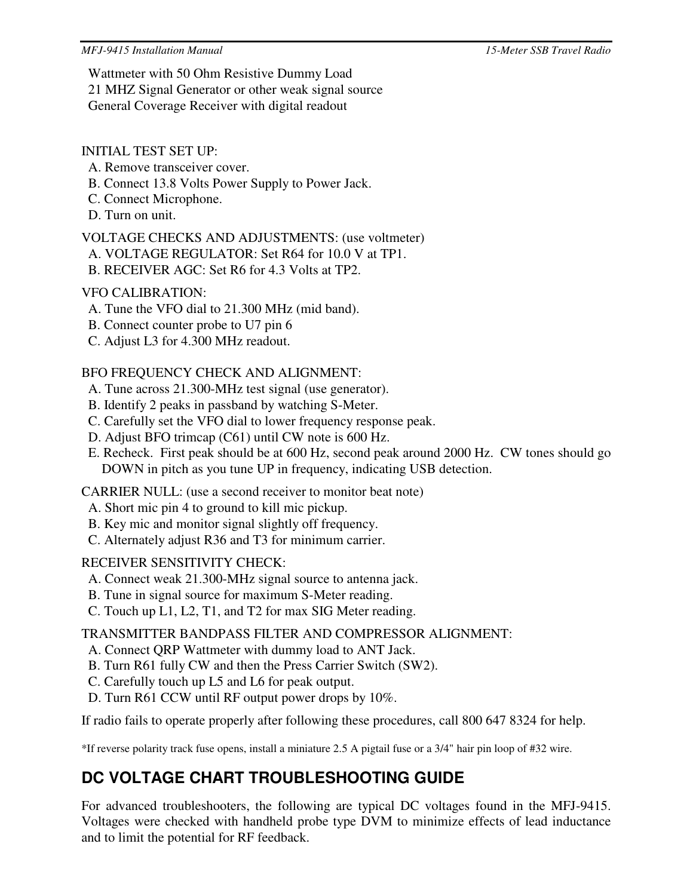Wattmeter with 50 Ohm Resistive Dummy Load
21 MHZ Signal Generator or other weak signal source
General Coverage Receiver with digital readout

INITIAL TEST SET UP:
A. Remove transceiver cover.
B. Connect 13.8 Volts Power Supply to Power Jack.
C. Connect Microphone.
D. Turn on unit.

VOLTAGE CHECKS AND ADJUSTMENTS: (use voltmeter)
A. VOLTAGE REGULATOR: Set R64 for 10.0 V at TP1.
B. RECEIVER AGC: Set R6 for 4.3 Volts at TP2.

VFO CALIBRATION:
A. Tune the VFO dial to 21.300 MHz (mid band).
B. Connect counter probe to U7 pin 6
C. Adjust L3 for 4.300 MHz readout.

BFO FREQUENCY CHECK AND ALIGNMENT:
A. Tune across 21.300-MHz test signal (use generator).
B. Identify 2 peaks in passband by watching S-Meter.
C. Carefully set the VFO dial to lower frequency response peak.
D. Adjust BFO trimcap (C61) until CW note is 600 Hz.
E. Recheck. First peak should be at 600 Hz, second peak around 2000 Hz. CW tones should go DOWN in pitch as you tune UP in frequency, indicating USB detection.

CARRIER NULL: (use a second receiver to monitor beat note)
A. Short mic pin 4 to ground to kill mic pickup.
B. Key mic and monitor signal slightly off frequency.
C. Alternately adjust R36 and T3 for minimum carrier.

RECEIVER SENSITIVITY CHECK:
A. Connect weak 21.300-MHz signal source to antenna jack.
B. Tune in signal source for maximum S-Meter reading.
C. Touch up L1, L2, T1, and T2 for max SIG Meter reading.

TRANSMITTER BANDPASS FILTER AND COMPRESSOR ALIGNMENT:
A. Connect QRP Wattmeter with dummy load to ANT Jack.
B. Turn R61 fully CW and then the Press Carrier Switch (SW2).
C. Carefully touch up L5 and L6 for peak output.
D. Turn R61 CCW until RF output power drops by 10%.

If radio fails to operate properly after following these procedures, call 800 647 8324 for help.

*If reverse polarity track fuse opens, install a miniature 2.5 A pigtail fuse or a 3/4" hair pin loop of #32 wire.

## DC VOLTAGE CHART TROUBLESHOOTING GUIDE

For advanced troubleshooters, the following are typical DC voltages found in the MFJ-9415. Voltages were checked with handheld probe type DVM to minimize effects of lead inductance and to limit the potential for RF feedback.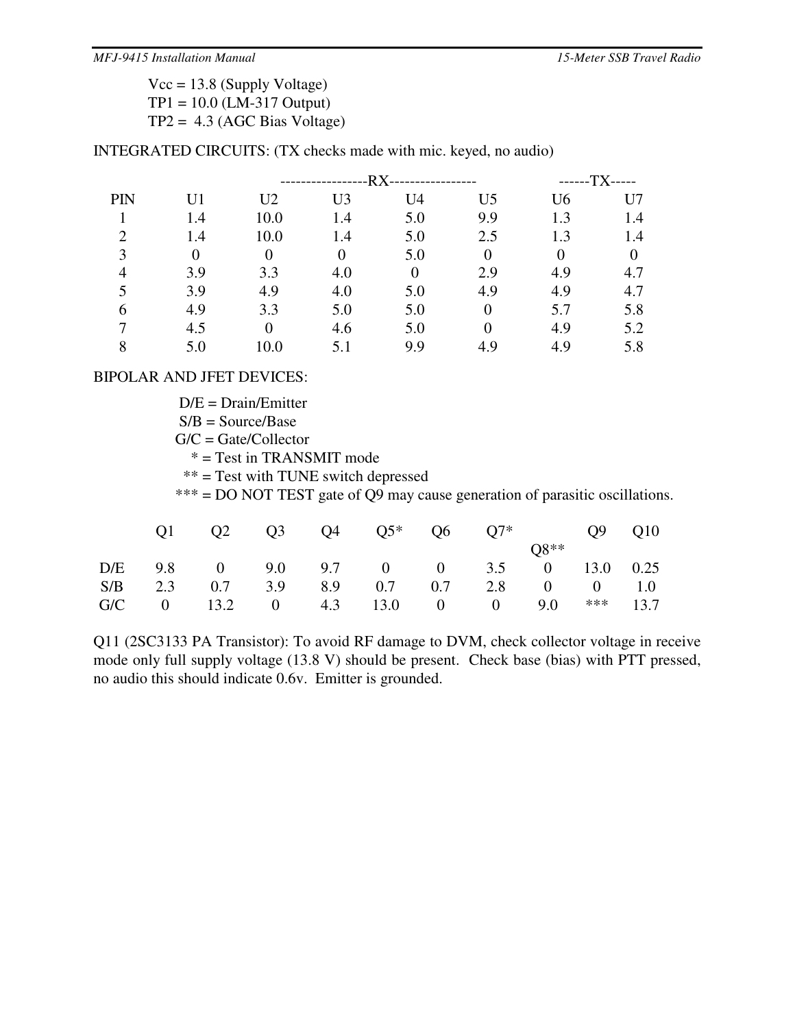Vcc = 13.8 (Supply Voltage)
TP1 = 10.0 (LM-317 Output)
TP2 = 4.3 (AGC Bias Voltage)

INTEGRATED CIRCUITS: (TX checks made with mic. keyed, no audio)

| | RX | | | | | TX | |
|---|---|---|---|---|---|---|---|
| PIN | U1 | U2 | U3 | U4 | U5 | U6 | U7 |
| 1 | 1.4 | 10.0 | 1.4 | 5.0 | 9.9 | 1.3 | 1.4 |
| 2 | 1.4 | 10.0 | 1.4 | 5.0 | 2.5 | 1.3 | 1.4 |
| 3 | 0 | 0 | 0 | 5.0 | 0 | 0 | 0 |
| 4 | 3.9 | 3.3 | 4.0 | 0 | 2.9 | 4.9 | 4.7 |
| 5 | 3.9 | 4.9 | 4.0 | 5.0 | 4.9 | 4.9 | 4.7 |
| 6 | 4.9 | 3.3 | 5.0 | 5.0 | 0 | 5.7 | 5.8 |
| 7 | 4.5 | 0 | 4.6 | 5.0 | 0 | 4.9 | 5.2 |
| 8 | 5.0 | 10.0 | 5.1 | 9.9 | 4.9 | 4.9 | 5.8 |

BIPOLAR AND JFET DEVICES:

D/E = Drain/Emitter
S/B = Source/Base
G/C = Gate/Collector
* = Test in TRANSMIT mode
** = Test with TUNE switch depressed
*** = DO NOT TEST gate of Q9 may cause generation of parasitic oscillations.

| | Q1 | Q2 | Q3 | Q4 | Q5* | Q6 | Q7* | Q8** | Q9 | Q10 |
|---|---|---|---|---|---|---|---|---|---|---|
| D/E | 9.8 | 0 | 9.0 | 9.7 | 0 | 0 | 3.5 | 0 | 13.0 | 0.25 |
| S/B | 2.3 | 0.7 | 3.9 | 8.9 | 0.7 | 0.7 | 2.8 | 0 | 0 | 1.0 |
| G/C | 0 | 13.2 | 0 | 4.3 | 13.0 | 0 | 0 | 9.0 | *** | 13.7 |

Q11 (2SC3133 PA Transistor): To avoid RF damage to DVM, check collector voltage in receive mode only full supply voltage (13.8 V) should be present. Check base (bias) with PTT pressed, no audio this should indicate 0.6v. Emitter is grounded.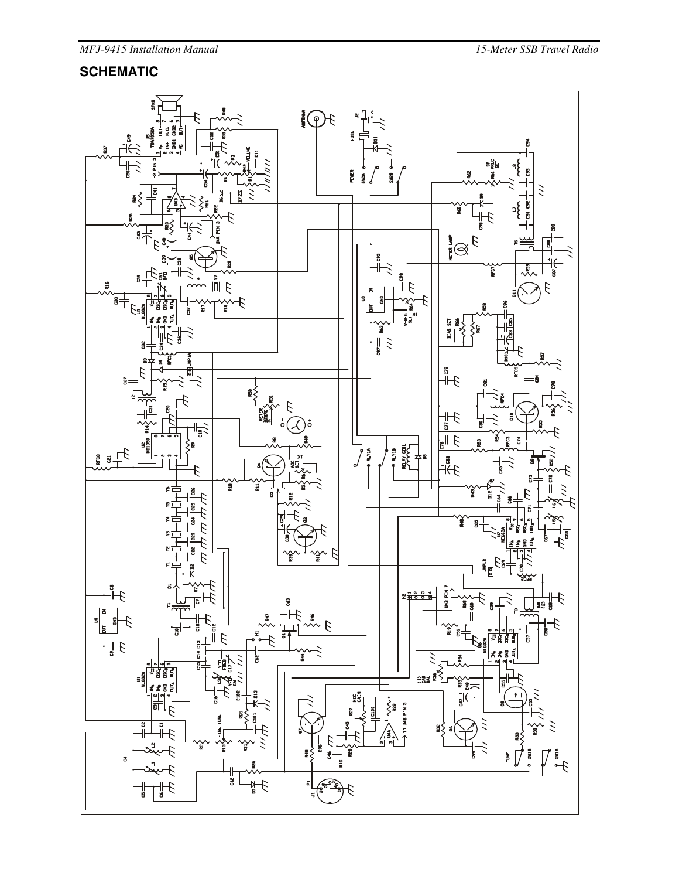## SCHEMATIC